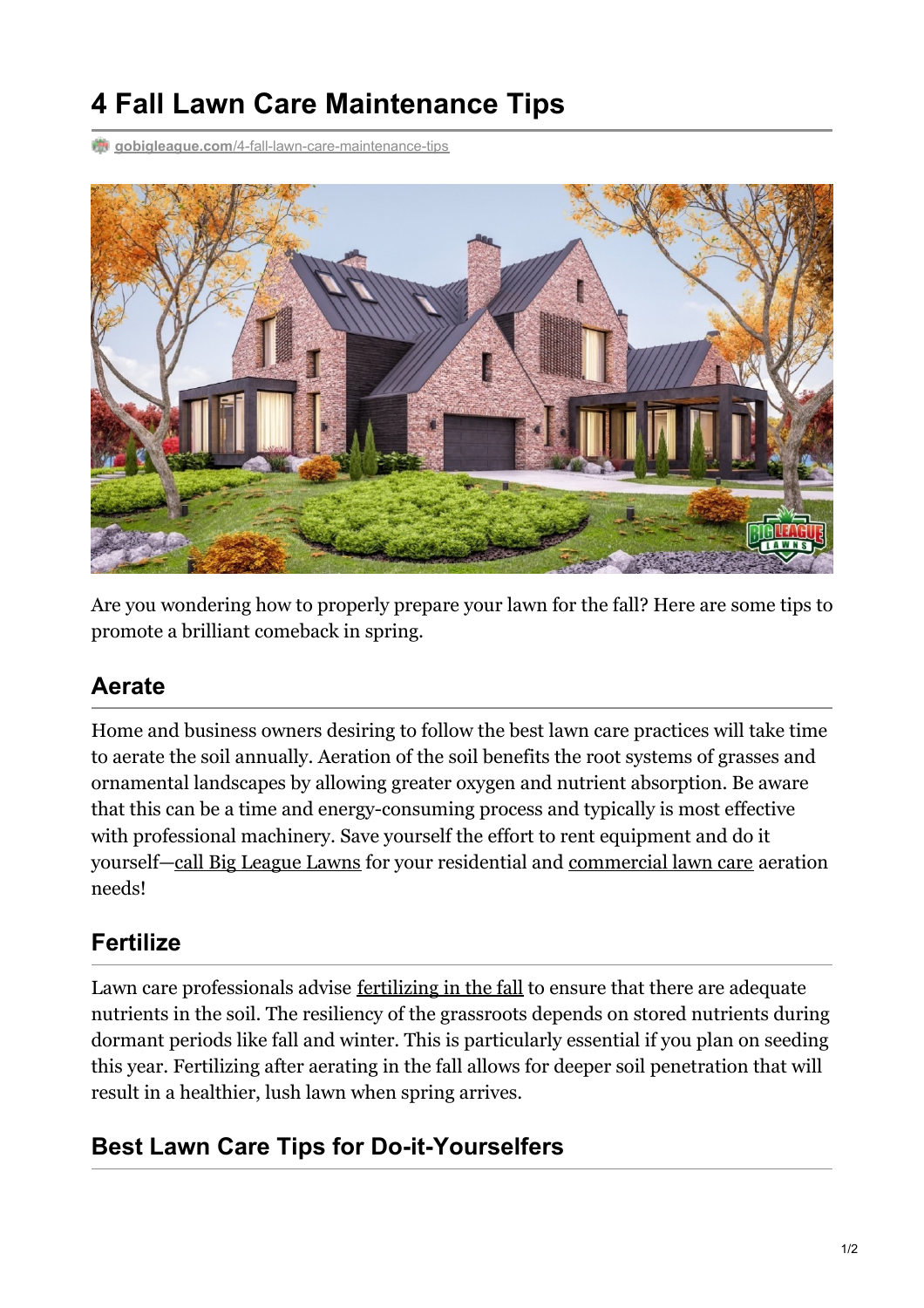# 4 Fall Lawn Care Maintenance Tips

gobigleague.com/4-fall-lawn-care-maintenance-tips

Are you wondering how to properly prepare your lawn for the fall? Here are some tips to promote a brilliant comeback in spring.

## Aerate

Home and business owners desiring to follow the best lawn care practices will take time to aerate the soil annually. Aeration of the soil benefits the root systems of grasses and ornamental landscapes by allowing greater oxygen and nutrient absorption. Be aware that this can be a time and energy-consuming process and typically is most effective with professional machinery. Save yourself the effort to rent equipment and do it yourself—call Big League Lawns for your residential and commercial lawn care aeration needs!

## Fertilize

Lawn care professionals advise fertilizing in the fall to ensure that there are adequate nutrients in the soil. The resiliency of the grassroots depends on stored nutrients during dormant periods like fall and winter. This is particularly essential if you plan on seeding this year. Fertilizing after aerating in the fall allows for deeper soil penetration that will result in a healthier, lush lawn when spring arrives.

## Best Lawn Care Tips for Do-it-Yourselfers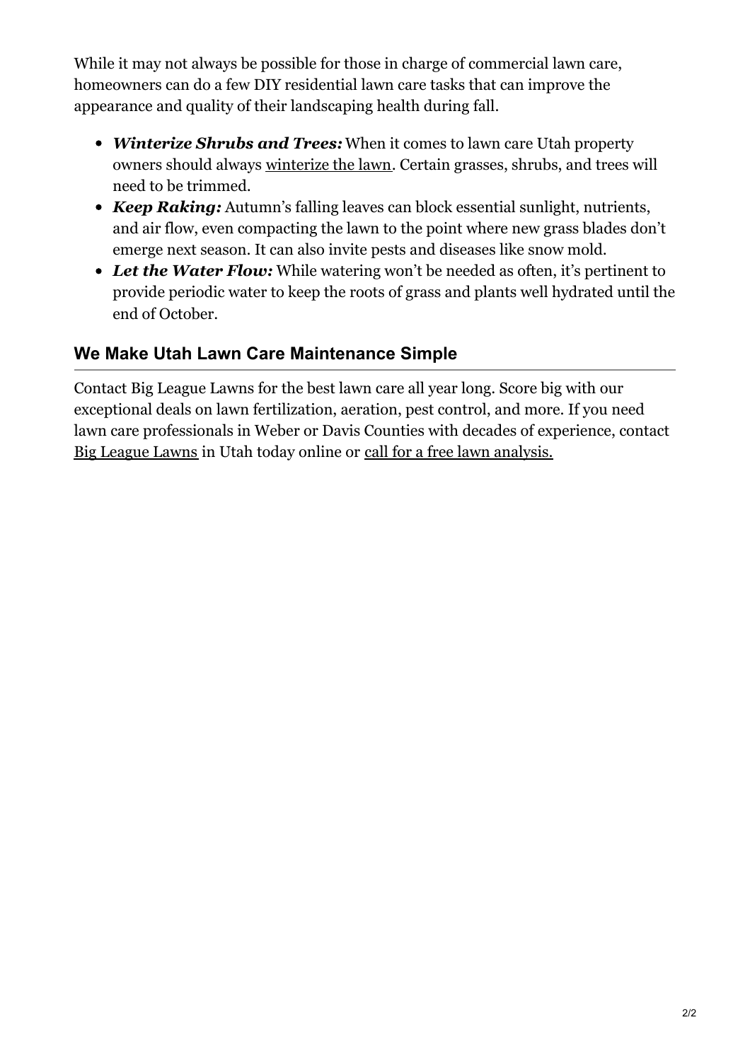While it may not always be possible for those in charge of commercial lawn care, homeowners can do a few DIY residential lawn care tasks that can improve the appearance and quality of their landscaping health during fall.

- ***Winterize Shrubs and Trees:*** When it comes to lawn care Utah property owners should always winterize the lawn. Certain grasses, shrubs, and trees will need to be trimmed.
- ***Keep Raking:*** Autumn's falling leaves can block essential sunlight, nutrients, and air flow, even compacting the lawn to the point where new grass blades don't emerge next season. It can also invite pests and diseases like snow mold.
- ***Let the Water Flow:*** While watering won't be needed as often, it's pertinent to provide periodic water to keep the roots of grass and plants well hydrated until the end of October.

## We Make Utah Lawn Care Maintenance Simple

Contact Big League Lawns for the best lawn care all year long. Score big with our exceptional deals on lawn fertilization, aeration, pest control, and more. If you need lawn care professionals in Weber or Davis Counties with decades of experience, contact Big League Lawns in Utah today online or call for a free lawn analysis.